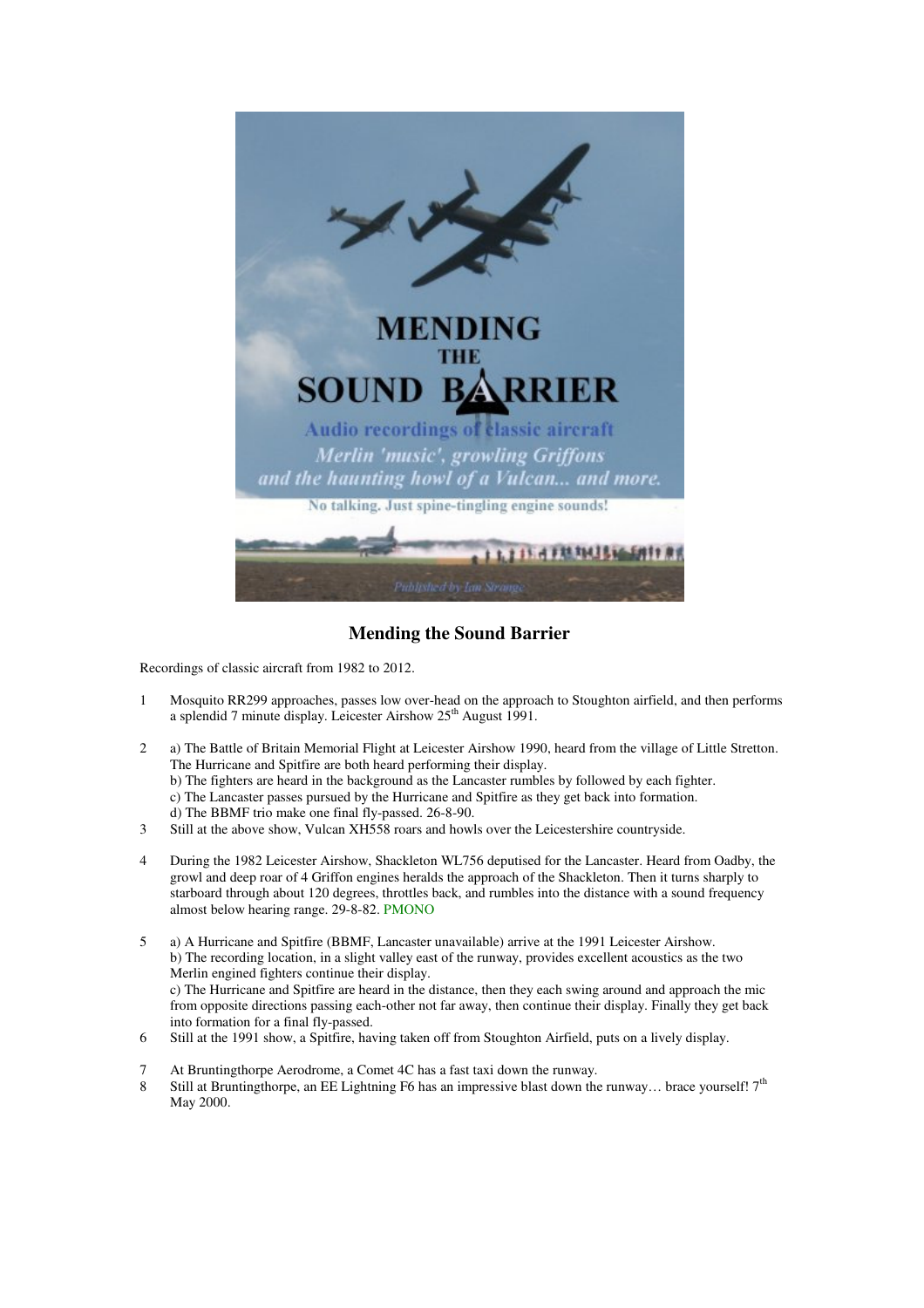## Mending the Sound Barrier

Recordings of classic aircraft from 1982 to 2012.

1 Mosquito RR299 approaches, passes low over-head on the approach to Stoughton airfield, and then performs a splendid 7 minute display. Leicester Airshow 25th August 1991.

2 a) The Battle of Britain Memorial Flight at Leicester Airshow 1990, heard from the village of Little Stretton. The Hurricane and Spitfire are both heard performing their display.
b) The fighters are heard in the background as the Lancaster rumbles by followed by each fighter.
c) The Lancaster passes pursued by the Hurricane and Spitfire as they get back into formation.
d) The BBMF trio make one final fly-passed. 26-8-90.

3 Still at the above show, Vulcan XH558 roars and howls over the Leicestershire countryside.

4 During the 1982 Leicester Airshow, Shackleton WL756 deputised for the Lancaster. Heard from Oadby, the growl and deep roar of 4 Griffon engines heralds the approach of the Shackleton. Then it turns sharply to starboard through about 120 degrees, throttles back, and rumbles into the distance with a sound frequency almost below hearing range. 29-8-82. PMONO

5 a) A Hurricane and Spitfire (BBMF, Lancaster unavailable) arrive at the 1991 Leicester Airshow.
b) The recording location, in a slight valley east of the runway, provides excellent acoustics as the two Merlin engined fighters continue their display.
c) The Hurricane and Spitfire are heard in the distance, then they each swing around and approach the mic from opposite directions passing each-other not far away, then continue their display. Finally they get back into formation for a final fly-passed.

6 Still at the 1991 show, a Spitfire, having taken off from Stoughton Airfield, puts on a lively display.

7 At Bruntingthorpe Aerodrome, a Comet 4C has a fast taxi down the runway.

8 Still at Bruntingthorpe, an EE Lightning F6 has an impressive blast down the runway… brace yourself! 7th May 2000.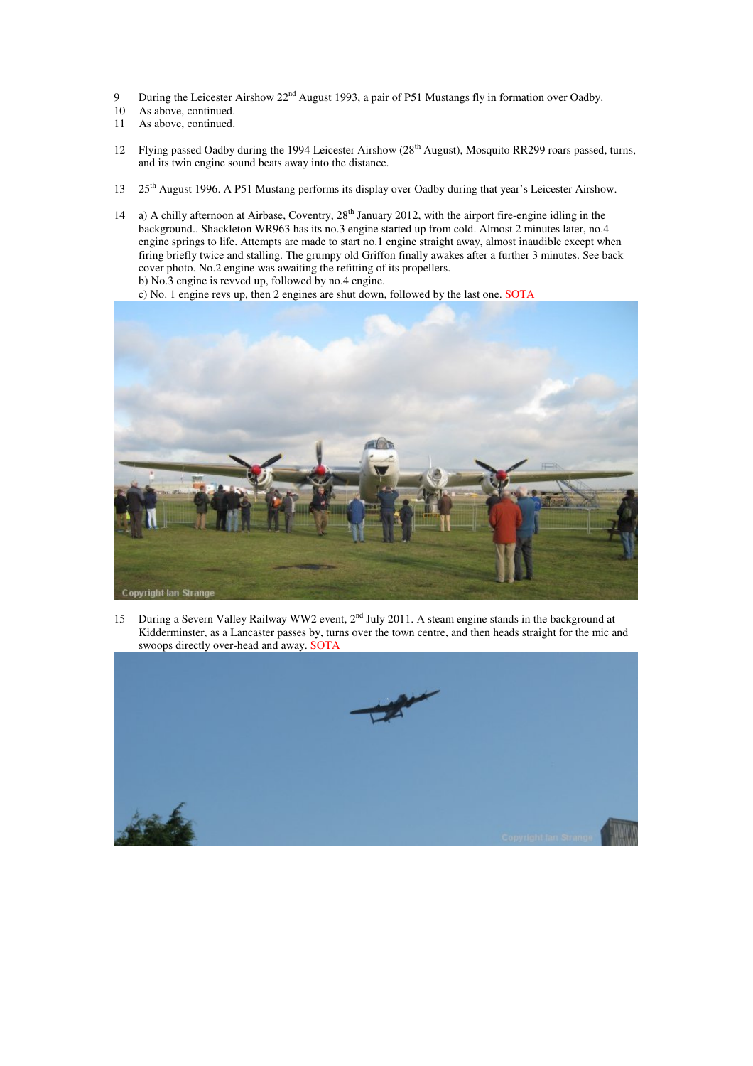9 During the Leicester Airshow 22nd August 1993, a pair of P51 Mustangs fly in formation over Oadby.
10 As above, continued.
11 As above, continued.

12 Flying passed Oadby during the 1994 Leicester Airshow (28th August), Mosquito RR299 roars passed, turns, and its twin engine sound beats away into the distance.

13 25th August 1996. A P51 Mustang performs its display over Oadby during that year's Leicester Airshow.

14 a) A chilly afternoon at Airbase, Coventry, 28th January 2012, with the airport fire-engine idling in the background.. Shackleton WR963 has its no.3 engine started up from cold. Almost 2 minutes later, no.4 engine springs to life. Attempts are made to start no.1 engine straight away, almost inaudible except when firing briefly twice and stalling. The grumpy old Griffon finally awakes after a further 3 minutes. See back cover photo. No.2 engine was awaiting the refitting of its propellers.
b) No.3 engine is revved up, followed by no.4 engine.
c) No. 1 engine revs up, then 2 engines are shut down, followed by the last one. SOTA

Copyright Ian Strange

15 During a Severn Valley Railway WW2 event, 2nd July 2011. A steam engine stands in the background at Kidderminster, as a Lancaster passes by, turns over the town centre, and then heads straight for the mic and swoops directly over-head and away. SOTA

Copyright Ian Strange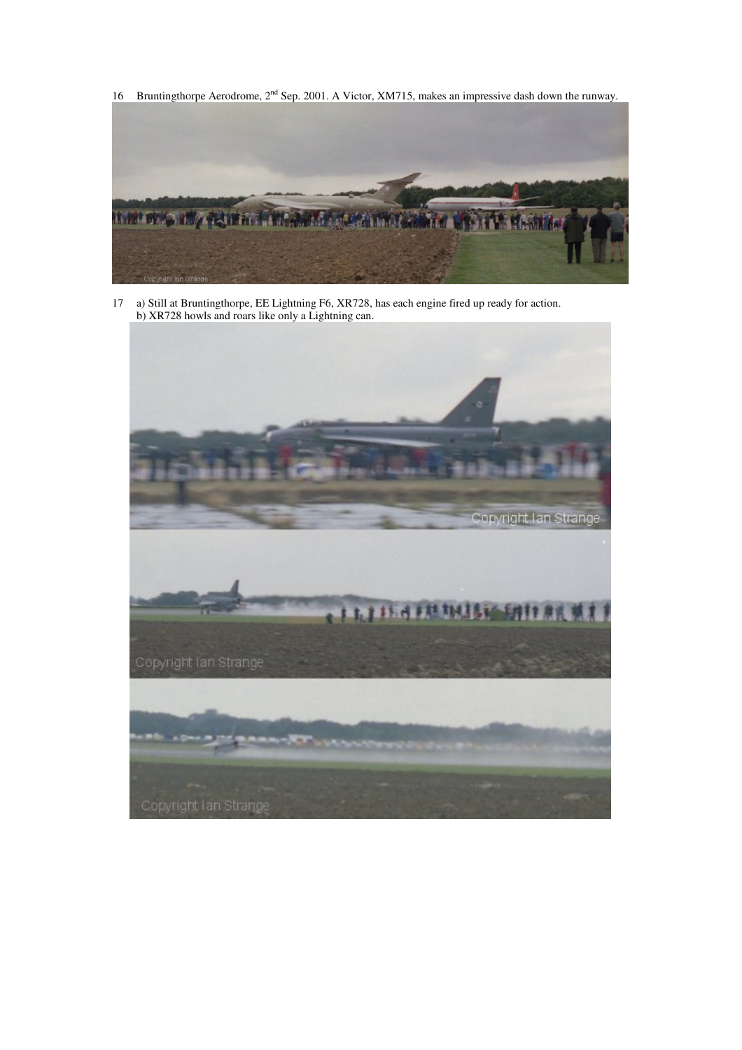16 Bruntingthorpe Aerodrome, 2nd Sep. 2001. A Victor, XM715, makes an impressive dash down the runway.

17 a) Still at Bruntingthorpe, EE Lightning F6, XR728, has each engine fired up ready for action.
b) XR728 howls and roars like only a Lightning can.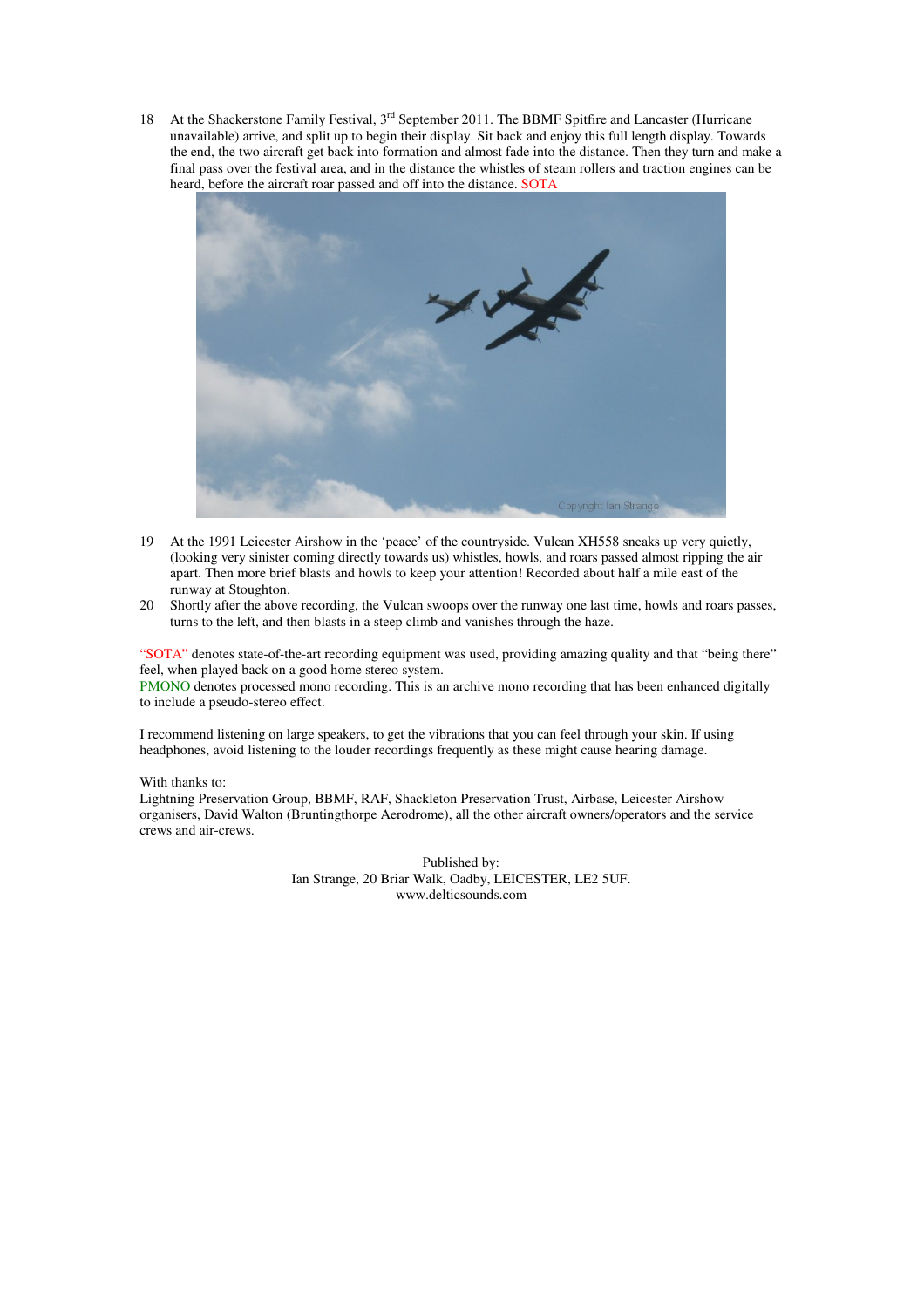18 At the Shackerstone Family Festival, 3rd September 2011. The BBMF Spitfire and Lancaster (Hurricane unavailable) arrive, and split up to begin their display. Sit back and enjoy this full length display. Towards the end, the two aircraft get back into formation and almost fade into the distance. Then they turn and make a final pass over the festival area, and in the distance the whistles of steam rollers and traction engines can be heard, before the aircraft roar passed and off into the distance. SOTA

19 At the 1991 Leicester Airshow in the 'peace' of the countryside. Vulcan XH558 sneaks up very quietly, (looking very sinister coming directly towards us) whistles, howls, and roars passed almost ripping the air apart. Then more brief blasts and howls to keep your attention! Recorded about half a mile east of the runway at Stoughton.

20 Shortly after the above recording, the Vulcan swoops over the runway one last time, howls and roars passes, turns to the left, and then blasts in a steep climb and vanishes through the haze.

"SOTA" denotes state-of-the-art recording equipment was used, providing amazing quality and that "being there" feel, when played back on a good home stereo system.
PMONO denotes processed mono recording. This is an archive mono recording that has been enhanced digitally to include a pseudo-stereo effect.

I recommend listening on large speakers, to get the vibrations that you can feel through your skin. If using headphones, avoid listening to the louder recordings frequently as these might cause hearing damage.

With thanks to:
Lightning Preservation Group, BBMF, RAF, Shackleton Preservation Trust, Airbase, Leicester Airshow organisers, David Walton (Bruntingthorpe Aerodrome), all the other aircraft owners/operators and the service crews and air-crews.

Published by:
Ian Strange, 20 Briar Walk, Oadby, LEICESTER, LE2 5UF.
www.delticsounds.com